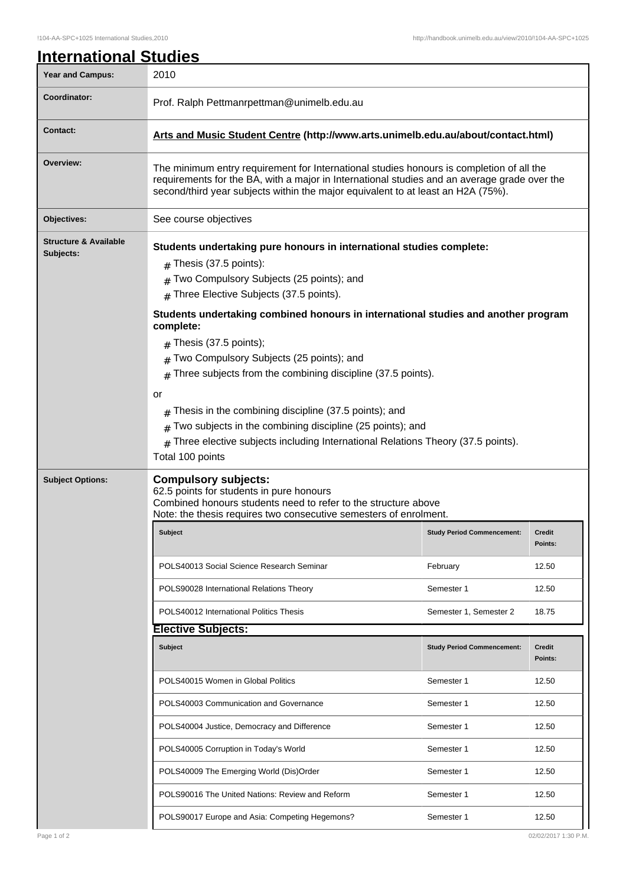# International Studies

| Year and Campus: | 2010 |
|---|---|
| Coordinator: | Prof. Ralph Pettmanrpettman@unimelb.edu.au |
| Contact: | **Arts and Music Student Centre (http://www.arts.unimelb.edu.au/about/contact.html)** |
| Overview: | The minimum entry requirement for International studies honours is completion of all the requirements for the BA, with a major in International studies and an average grade over the second/third year subjects within the major equivalent to at least an H2A (75%). |
| Objectives: | See course objectives |

**Structure & Available Subjects:**

**Students undertaking pure honours in international studies complete:**

- Thesis (37.5 points):
- Two Compulsory Subjects (25 points); and
- Three Elective Subjects (37.5 points).

**Students undertaking combined honours in international studies and another program complete:**

- Thesis (37.5 points);
- Two Compulsory Subjects (25 points); and
- Three subjects from the combining discipline (37.5 points).

or

- Thesis in the combining discipline (37.5 points); and
- Two subjects in the combining discipline (25 points); and
- Three elective subjects including International Relations Theory (37.5 points).

Total 100 points

**Subject Options:**

**Compulsory subjects:**
62.5 points for students in pure honours
Combined honours students need to refer to the structure above
Note: the thesis requires two consecutive semesters of enrolment.

| Subject | Study Period Commencement: | Credit Points: |
|---|---|---|
| POLS40013 Social Science Research Seminar | February | 12.50 |
| POLS90028 International Relations Theory | Semester 1 | 12.50 |
| POLS40012 International Politics Thesis | Semester 1, Semester 2 | 18.75 |

**Elective Subjects:**

| Subject | Study Period Commencement: | Credit Points: |
|---|---|---|
| POLS40015 Women in Global Politics | Semester 1 | 12.50 |
| POLS40003 Communication and Governance | Semester 1 | 12.50 |
| POLS40004 Justice, Democracy and Difference | Semester 1 | 12.50 |
| POLS40005 Corruption in Today's World | Semester 1 | 12.50 |
| POLS40009 The Emerging World (Dis)Order | Semester 1 | 12.50 |
| POLS90016 The United Nations: Review and Reform | Semester 1 | 12.50 |
| POLS90017 Europe and Asia: Competing Hegemons? | Semester 1 | 12.50 |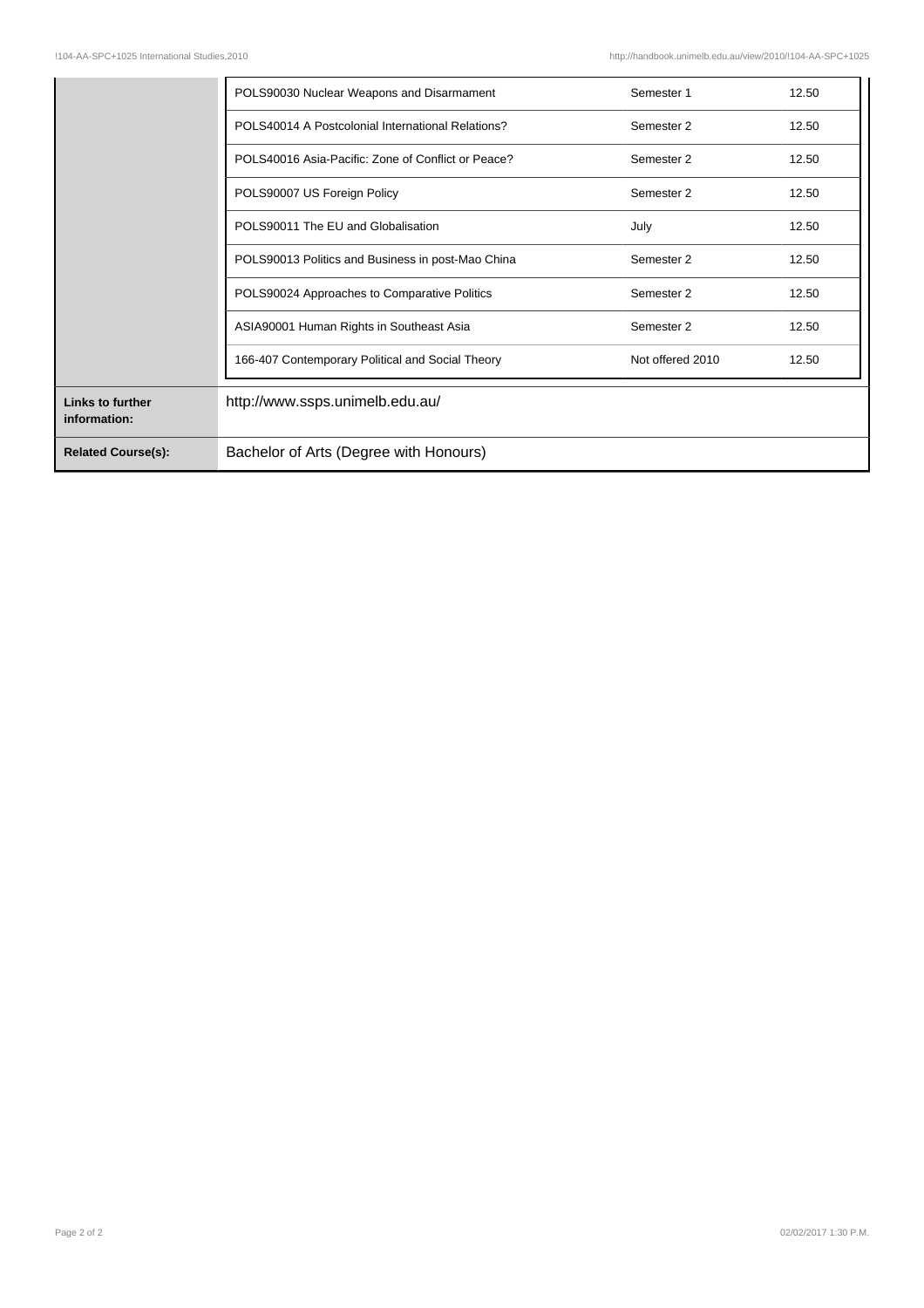| | | | |
|---|---|---|---|
| | POLS90030 Nuclear Weapons and Disarmament | Semester 1 | 12.50 |
| | POLS40014 A Postcolonial International Relations? | Semester 2 | 12.50 |
| | POLS40016 Asia-Pacific: Zone of Conflict or Peace? | Semester 2 | 12.50 |
| | POLS90007 US Foreign Policy | Semester 2 | 12.50 |
| | POLS90011 The EU and Globalisation | July | 12.50 |
| | POLS90013 Politics and Business in post-Mao China | Semester 2 | 12.50 |
| | POLS90024 Approaches to Comparative Politics | Semester 2 | 12.50 |
| | ASIA90001 Human Rights in Southeast Asia | Semester 2 | 12.50 |
| | 166-407 Contemporary Political and Social Theory | Not offered 2010 | 12.50 |
| **Links to further information:** | http://www.ssps.unimelb.edu.au/ | | |
| **Related Course(s):** | Bachelor of Arts (Degree with Honours) | | |